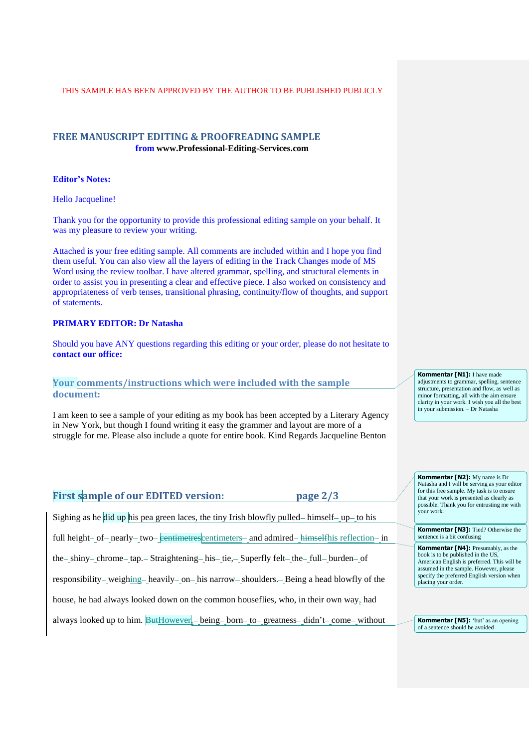THIS SAMPLE HAS BEEN APPROVED BY THE AUTHOR TO BE PUBLISHED PUBLICLY

## FREE MANUSCRIPT EDITING & PROOFREADING SAMPLE
**from www.Professional-Editing-Services.com**

**Editor's Notes:**

Hello Jacqueline!

Thank you for the opportunity to provide this professional editing sample on your behalf. It was my pleasure to review your writing.

Attached is your free editing sample. All comments are included within and I hope you find them useful. You can also view all the layers of editing in the Track Changes mode of MS Word using the review toolbar. I have altered grammar, spelling, and structural elements in order to assist you in presenting a clear and effective piece. I also worked on consistency and appropriateness of verb tenses, transitional phrasing, continuity/flow of thoughts, and support of statements.

**PRIMARY EDITOR: Dr Natasha**

Should you have ANY questions regarding this editing or your order, please do not hesitate to **contact our office:**

## Your comments/instructions which were included with the sample document:

I am keen to see a sample of your editing as my book has been accepted by a Literary Agency in New York, but though I found writing it easy the grammer and layout are more of a struggle for me. Please also include a quote for entire book. Kind Regards Jacqueline Benton

## First sample of our EDITED version: page 2/3

Sighing as he did up his pea green laces, the tiny Irish blowfly pulled himself up to his full height of nearly two ~~centimetres~~centimeters and admired ~~himself~~his reflection in the shiny chrome tap. Straightening his tie, Superfly felt the full burden of responsibility weighing heavily on his narrow shoulders. Being a head blowfly of the house, he had always looked down on the common houseflies, who, in their own way, had always looked up to him. ~~But~~However, being born to greatness didn't come without

**Kommentar [N1]:** I have made adjustments to grammar, spelling, sentence structure, presentation and flow, as well as minor formatting, all with the aim ensure clarity in your work. I wish you all the best in your submission. – Dr Natasha

**Kommentar [N2]:** My name is Dr Natasha and I will be serving as your editor for this free sample. My task is to ensure that your work is presented as clearly as possible. Thank you for entrusting me with your work.

**Kommentar [N3]:** Tied? Otherwise the sentence is a bit confusing

**Kommentar [N4]:** Presumably, as the book is to be published in the US, American English is preferred. This will be assumed in the sample. However, please specify the preferred English version when placing your order.

**Kommentar [N5]:** 'but' as an opening of a sentence should be avoided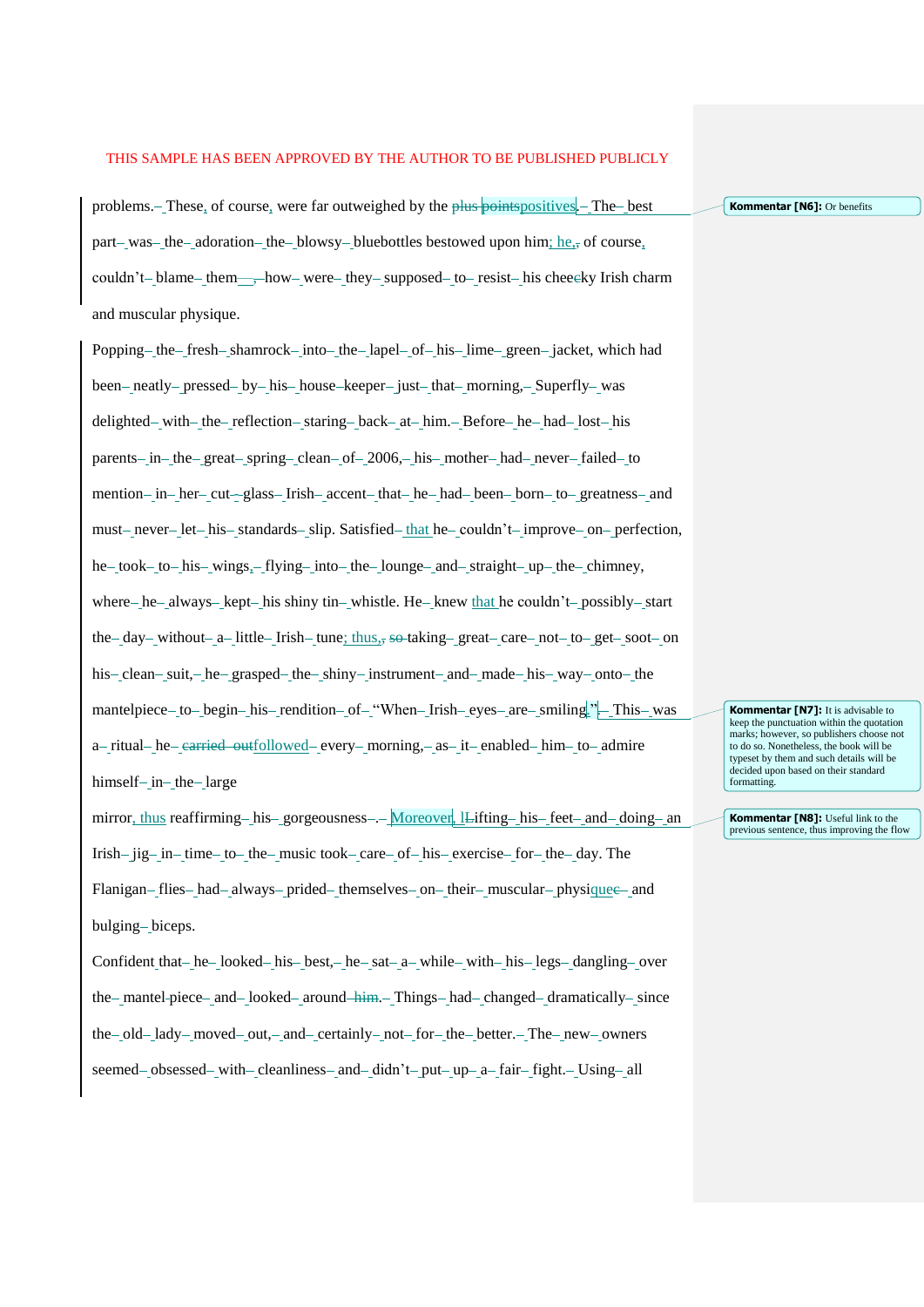problems. These, of course, were far outweighed by the ~~plus points~~positives. The best part was the adoration the blowsy bluebottles bestowed upon him; he, of course, couldn't blame them—~~,~~ how were they supposed to resist his chee~~c~~ky Irish charm and muscular physique.

Popping the fresh shamrock into the lapel of his lime green jacket, which had been neatly pressed by his house keeper just that morning, Superfly was delighted with the reflection staring back at him. Before he had lost his parents in the great spring clean of 2006, his mother had never failed to mention in her cut-glass Irish accent that he had been born to greatness and must never let his standards slip. Satisfied that he couldn't improve on perfection, he took to his wings, flying into the lounge and straight up the chimney, where he always kept his shiny tin whistle. He knew that he couldn't possibly start the day without a little Irish tune; thus, ~~so~~ taking great care not to get soot on his clean suit, he grasped the shiny instrument and made his way onto the mantelpiece to begin his rendition of "When Irish eyes are smiling." This was a ritual he ~~carried out~~followed every morning, as it enabled him to admire himself in the large mirror, thus reaffirming his gorgeousness. Moreover, ~~l~~Lifting his feet and doing an Irish jig in time to the music took care of his exercise for the day. The Flanigan flies had always prided themselves on their muscular physique~~c~~ and bulging biceps.

Confident that he looked his best, he sat a while with his legs dangling over the mantel-piece and looked around ~~him~~. Things had changed dramatically since the old lady moved out, and certainly not for the better. The new owners seemed obsessed with cleanliness and didn't put up a fair fight. Using all

> **Kommentar [N6]:** Or benefits

> **Kommentar [N7]:** It is advisable to keep the punctuation within the quotation marks; however, so publishers choose not to do so. Nonetheless, the book will be typeset by them and such details will be decided upon based on their standard formatting.

> **Kommentar [N8]:** Useful link to the previous sentence, thus improving the flow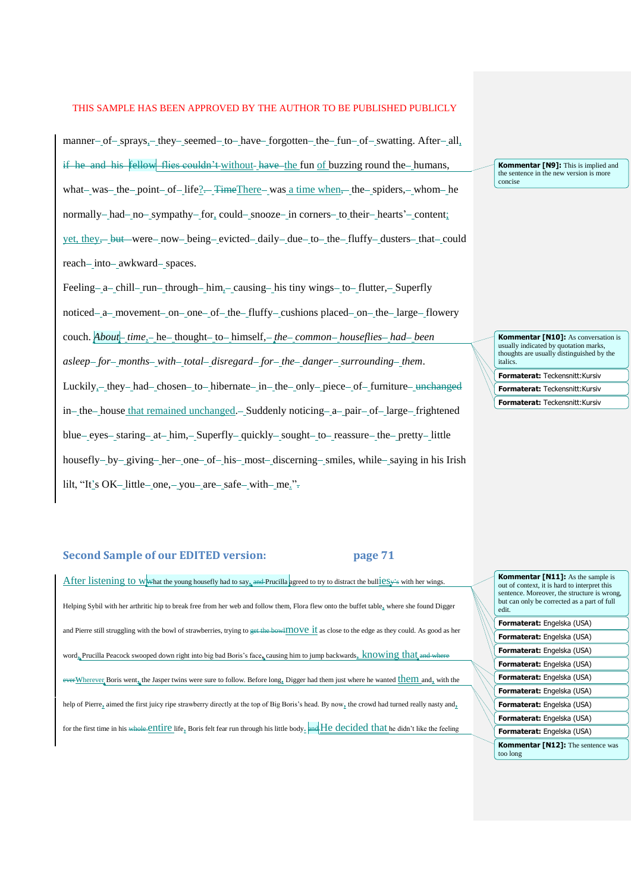THIS SAMPLE HAS BEEN APPROVED BY THE AUTHOR TO BE PUBLISHED PUBLICLY

manner of sprays, they seemed to have forgotten the fun of swatting. After all, if he and his fellow flies couldn't without have the fun of buzzing round the humans, what was the point of life? Time There was a time when, the spiders, whom he normally had no sympathy for, could snooze in corners to their hearts' content; yet, they, but were now being evicted daily due to the fluffy dusters that could reach into awkward spaces.

Feeling a chill run through him, causing his tiny wings to flutter, Superfly noticed a movement on one of the fluffy cushions placed on the large flowery couch. *About time*, he thought to himself, *the common houseflies had been asleep for months with total disregard for the danger surrounding them*. Luckily, they had chosen to hibernate in the only piece of furniture unchanged in the house that remained unchanged. Suddenly noticing a pair of large frightened blue eyes staring at him, Superfly quickly sought to reassure the pretty little housefly by giving her one of his most discerning smiles, while saying in his Irish lilt, "It's OK little one, you are safe with me.".

> **Kommentar [N9]:** This is implied and the sentence in the new version is more concise

> **Kommentar [N10]:** As conversation is usually indicated by quotation marks, thoughts are usually distinguished by the italics.
>
> **Formaterat:** Teckensnitt:Kursiv
>
> **Formaterat:** Teckensnitt:Kursiv
>
> **Formaterat:** Teckensnitt:Kursiv

## Second Sample of our EDITED version: page 71

After listening to wWhat the young housefly had to say, and Prucilla agreed to try to distract the bulliesy's with her wings. Helping Sybil with her arthritic hip to break free from her web and follow them, Flora flew onto the buffet table, where she found Digger and Pierre still struggling with the bowl of strawberries, trying to get the bowl move it as close to the edge as they could. As good as her word, Prucilla Peacock swooped down right into big bad Boris's face, causing him to jump backwards, knowing that and where ever Wherever Boris went, the Jasper twins were sure to follow. Before long, Digger had them just where he wanted them and, with the help of Pierre, aimed the first juicy ripe strawberry directly at the top of Big Boris's head. By now, the crowd had turned really nasty and, for the first time in his whole entire life, Boris felt fear run through his little body. and He decided that he didn't like the feeling

> **Kommentar [N11]:** As the sample is out of context, it is hard to interpret this sentence. Moreover, the structure is wrong, but can only be corrected as a part of full edit.
>
> **Formaterat:** Engelska (USA)
>
> **Formaterat:** Engelska (USA)
>
> **Formaterat:** Engelska (USA)
>
> **Formaterat:** Engelska (USA)
>
> **Formaterat:** Engelska (USA)
>
> **Formaterat:** Engelska (USA)
>
> **Formaterat:** Engelska (USA)
>
> **Formaterat:** Engelska (USA)
>
> **Formaterat:** Engelska (USA)

> **Kommentar [N12]:** The sentence was too long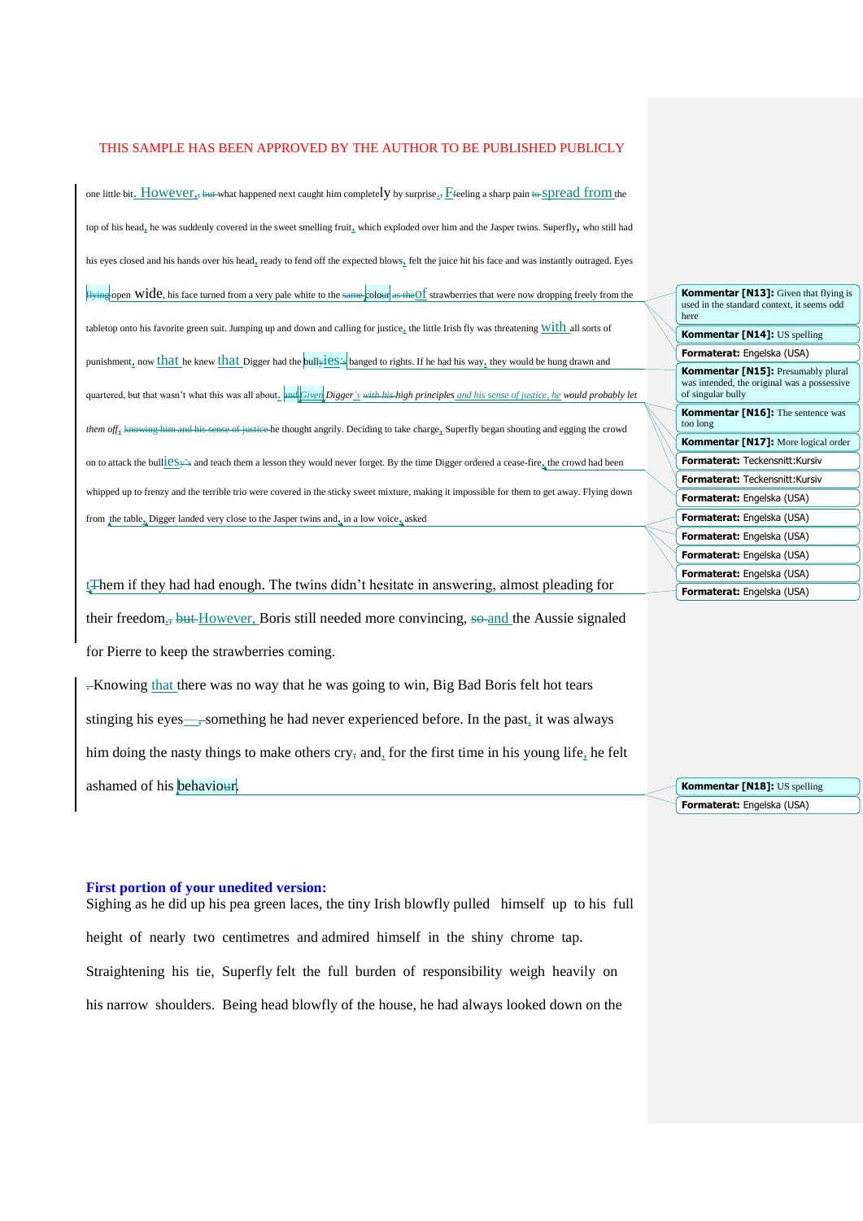THIS SAMPLE HAS BEEN APPROVED BY THE AUTHOR TO BE PUBLISHED PUBLICLY

one little bit. However, ~~but~~ what happened next caught him completely by surprise. Feeling a sharp pain ~~to~~ spread from the top of his head, he was suddenly covered in the sweet smelling fruit, which exploded over him and the Jasper twins. Superfly, who still had his eyes closed and his hands over his head, ready to fend off the expected blows, felt the juice hit his face and was instantly outraged. Eyes ~~flying~~ open wide, his face turned from a very pale white to the ~~same~~ colour ~~as the~~ of strawberries that were now dropping freely from the tabletop onto his favorite green suit. Jumping up and down and calling for justice, the little Irish fly was threatening with all sorts of punishment, now that he knew that Digger had the bullies ~~y's~~ banged to rights. If he had his way, they would be hung drawn and quartered, but that wasn't what this was all about. ~~and~~ Given Digger's ~~with his~~ *high principles and his sense of justice, he would probably let them off,* ~~knowing him and his sense of justice~~ he thought angrily. Deciding to take charge, Superfly began shouting and egging the crowd on to attack the bullies ~~y's~~ and teach them a lesson they would never forget. By the time Digger ordered a cease-fire, the crowd had been whipped up to frenzy and the terrible trio were covered in the sticky sweet mixture, making it impossible for them to get away. Flying down from the table, Digger landed very close to the Jasper twins and, in a low voice, asked them if they had had enough. The twins didn't hesitate in answering, almost pleading for their freedom. ~~, but~~ However, Boris still needed more convincing, ~~so~~ and the Aussie signaled for Pierre to keep the strawberries coming.

Knowing that there was no way that he was going to win, Big Bad Boris felt hot tears stinging his eyes—something he had never experienced before. In the past, it was always him doing the nasty things to make others cry, and, for the first time in his young life, he felt ashamed of his behaviour.

**Kommentar [N13]:** Given that flying is used in the standard context, it seems odd here

**Kommentar [N14]:** US spelling

**Formaterat:** Engelska (USA)

**Kommentar [N15]:** Presumably plural was intended, the original was a possessive of singular bully

**Kommentar [N16]:** The sentence was too long

**Kommentar [N17]:** More logical order

**Formaterat:** Teckensnitt:Kursiv

**Formaterat:** Teckensnitt:Kursiv

**Formaterat:** Engelska (USA)

**Formaterat:** Engelska (USA)

**Formaterat:** Engelska (USA)

**Formaterat:** Engelska (USA)

**Formaterat:** Engelska (USA)

**Formaterat:** Engelska (USA)

**Kommentar [N18]:** US spelling

**Formaterat:** Engelska (USA)

**First portion of your unedited version:**

Sighing as he did up his pea green laces, the tiny Irish blowfly pulled himself up to his full height of nearly two centimetres and admired himself in the shiny chrome tap. Straightening his tie, Superfly felt the full burden of responsibility weigh heavily on his narrow shoulders. Being head blowfly of the house, he had always looked down on the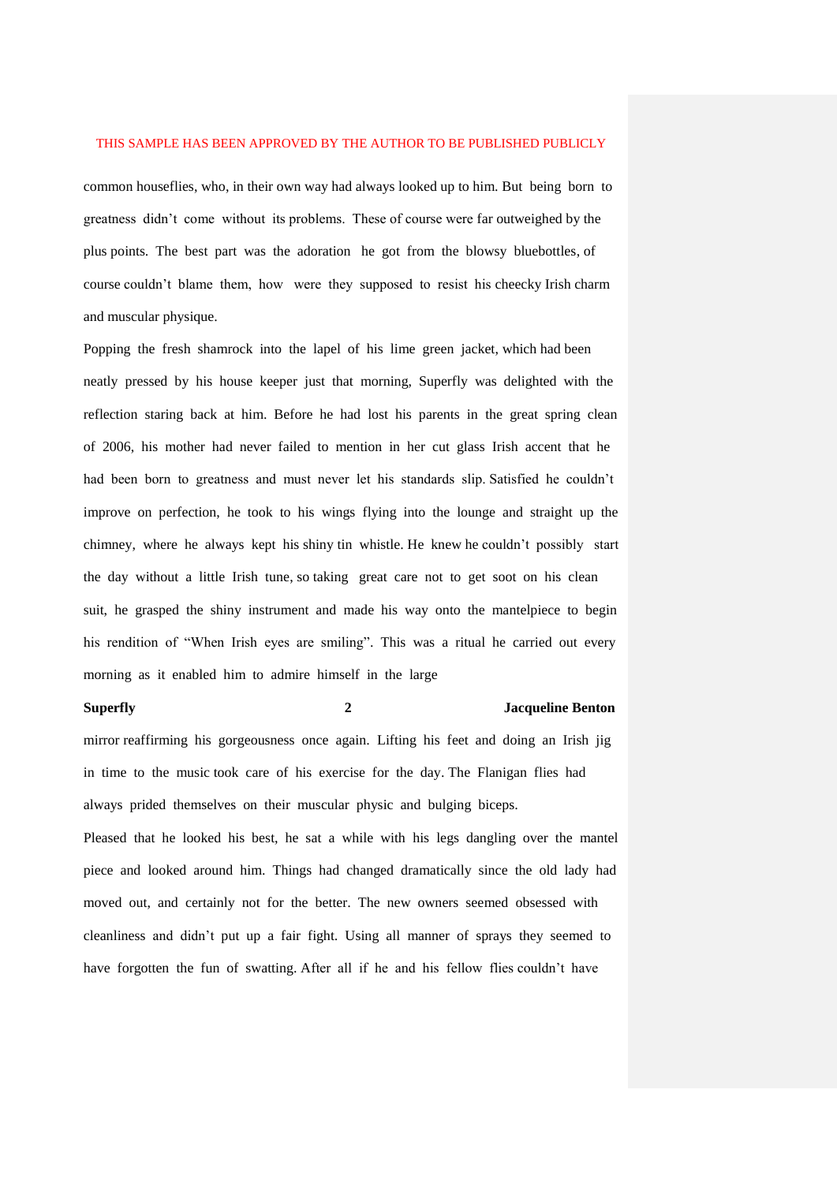common houseflies, who, in their own way had always looked up to him. But being born to greatness didn't come without its problems. These of course were far outweighed by the plus points. The best part was the adoration he got from the blowsy bluebottles, of course couldn't blame them, how were they supposed to resist his cheecky Irish charm and muscular physique.

Popping the fresh shamrock into the lapel of his lime green jacket, which had been neatly pressed by his house keeper just that morning, Superfly was delighted with the reflection staring back at him. Before he had lost his parents in the great spring clean of 2006, his mother had never failed to mention in her cut glass Irish accent that he had been born to greatness and must never let his standards slip. Satisfied he couldn't improve on perfection, he took to his wings flying into the lounge and straight up the chimney, where he always kept his shiny tin whistle. He knew he couldn't possibly start the day without a little Irish tune, so taking great care not to get soot on his clean suit, he grasped the shiny instrument and made his way onto the mantelpiece to begin his rendition of "When Irish eyes are smiling". This was a ritual he carried out every morning as it enabled him to admire himself in the large mirror reaffirming his gorgeousness once again. Lifting his feet and doing an Irish jig in time to the music took care of his exercise for the day. The Flanigan flies had always prided themselves on their muscular physic and bulging biceps.

Pleased that he looked his best, he sat a while with his legs dangling over the mantel piece and looked around him. Things had changed dramatically since the old lady had moved out, and certainly not for the better. The new owners seemed obsessed with cleanliness and didn't put up a fair fight. Using all manner of sprays they seemed to have forgotten the fun of swatting. After all if he and his fellow flies couldn't have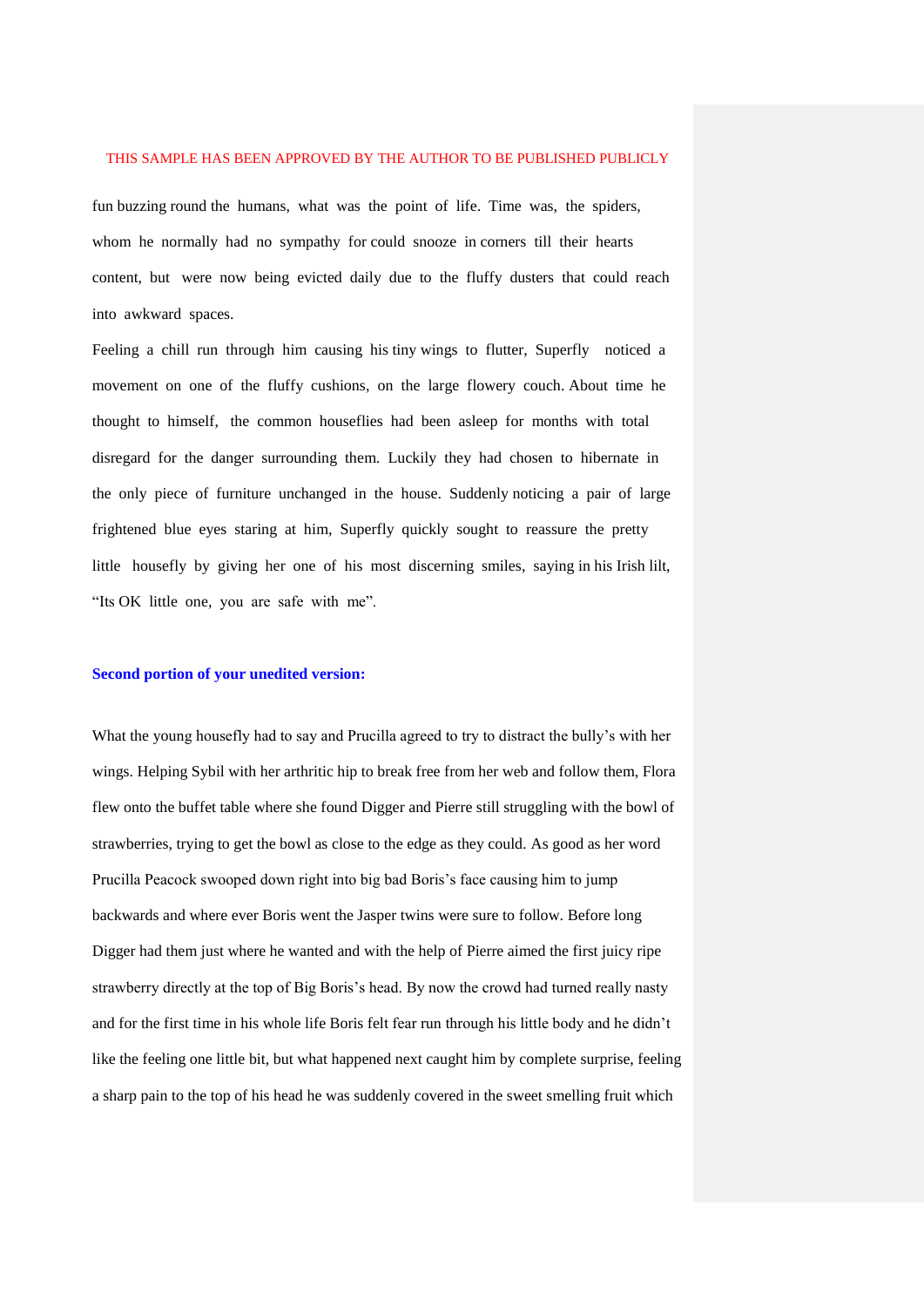THIS SAMPLE HAS BEEN APPROVED BY THE AUTHOR TO BE PUBLISHED PUBLICLY

fun buzzing round the humans, what was the point of life. Time was, the spiders, whom he normally had no sympathy for could snooze in corners till their hearts content, but were now being evicted daily due to the fluffy dusters that could reach into awkward spaces.

Feeling a chill run through him causing his tiny wings to flutter, Superfly noticed a movement on one of the fluffy cushions, on the large flowery couch. About time he thought to himself, the common houseflies had been asleep for months with total disregard for the danger surrounding them. Luckily they had chosen to hibernate in the only piece of furniture unchanged in the house. Suddenly noticing a pair of large frightened blue eyes staring at him, Superfly quickly sought to reassure the pretty little housefly by giving her one of his most discerning smiles, saying in his Irish lilt, "Its OK little one, you are safe with me".

**Second portion of your unedited version:**

What the young housefly had to say and Prucilla agreed to try to distract the bully's with her wings. Helping Sybil with her arthritic hip to break free from her web and follow them, Flora flew onto the buffet table where she found Digger and Pierre still struggling with the bowl of strawberries, trying to get the bowl as close to the edge as they could. As good as her word Prucilla Peacock swooped down right into big bad Boris's face causing him to jump backwards and where ever Boris went the Jasper twins were sure to follow. Before long Digger had them just where he wanted and with the help of Pierre aimed the first juicy ripe strawberry directly at the top of Big Boris's head. By now the crowd had turned really nasty and for the first time in his whole life Boris felt fear run through his little body and he didn't like the feeling one little bit, but what happened next caught him by complete surprise, feeling a sharp pain to the top of his head he was suddenly covered in the sweet smelling fruit which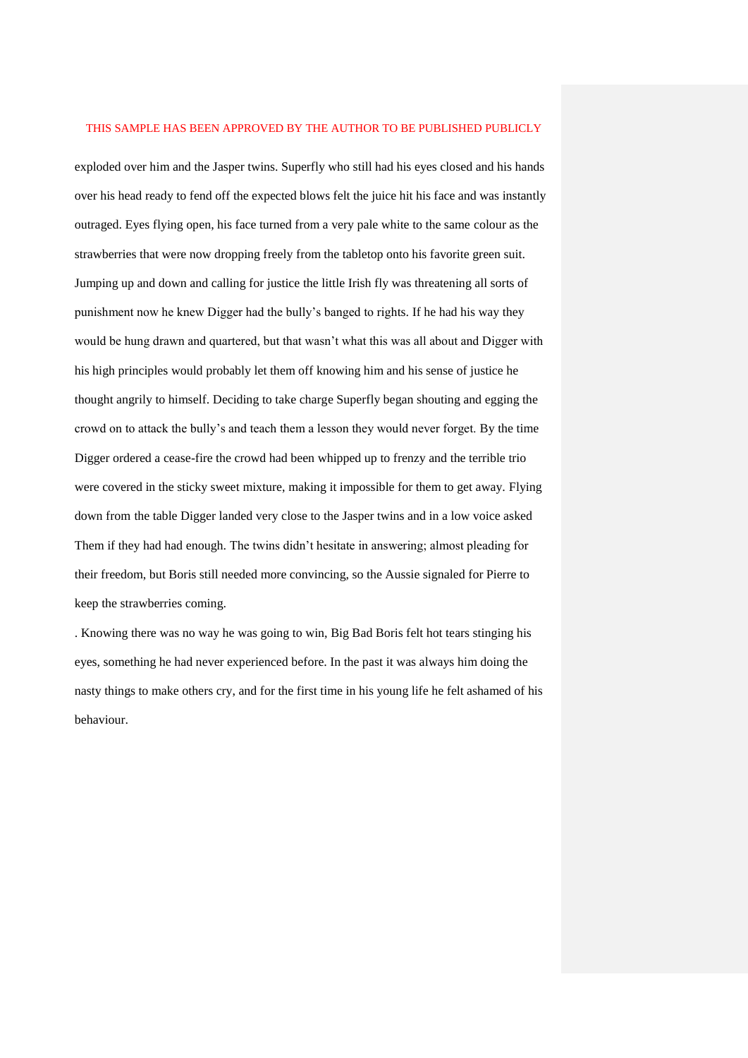exploded over him and the Jasper twins. Superfly who still had his eyes closed and his hands over his head ready to fend off the expected blows felt the juice hit his face and was instantly outraged. Eyes flying open, his face turned from a very pale white to the same colour as the strawberries that were now dropping freely from the tabletop onto his favorite green suit. Jumping up and down and calling for justice the little Irish fly was threatening all sorts of punishment now he knew Digger had the bully's banged to rights. If he had his way they would be hung drawn and quartered, but that wasn't what this was all about and Digger with his high principles would probably let them off knowing him and his sense of justice he thought angrily to himself. Deciding to take charge Superfly began shouting and egging the crowd on to attack the bully's and teach them a lesson they would never forget. By the time Digger ordered a cease-fire the crowd had been whipped up to frenzy and the terrible trio were covered in the sticky sweet mixture, making it impossible for them to get away. Flying down from the table Digger landed very close to the Jasper twins and in a low voice asked Them if they had had enough. The twins didn't hesitate in answering; almost pleading for their freedom, but Boris still needed more convincing, so the Aussie signaled for Pierre to keep the strawberries coming.

. Knowing there was no way he was going to win, Big Bad Boris felt hot tears stinging his eyes, something he had never experienced before. In the past it was always him doing the nasty things to make others cry, and for the first time in his young life he felt ashamed of his behaviour.